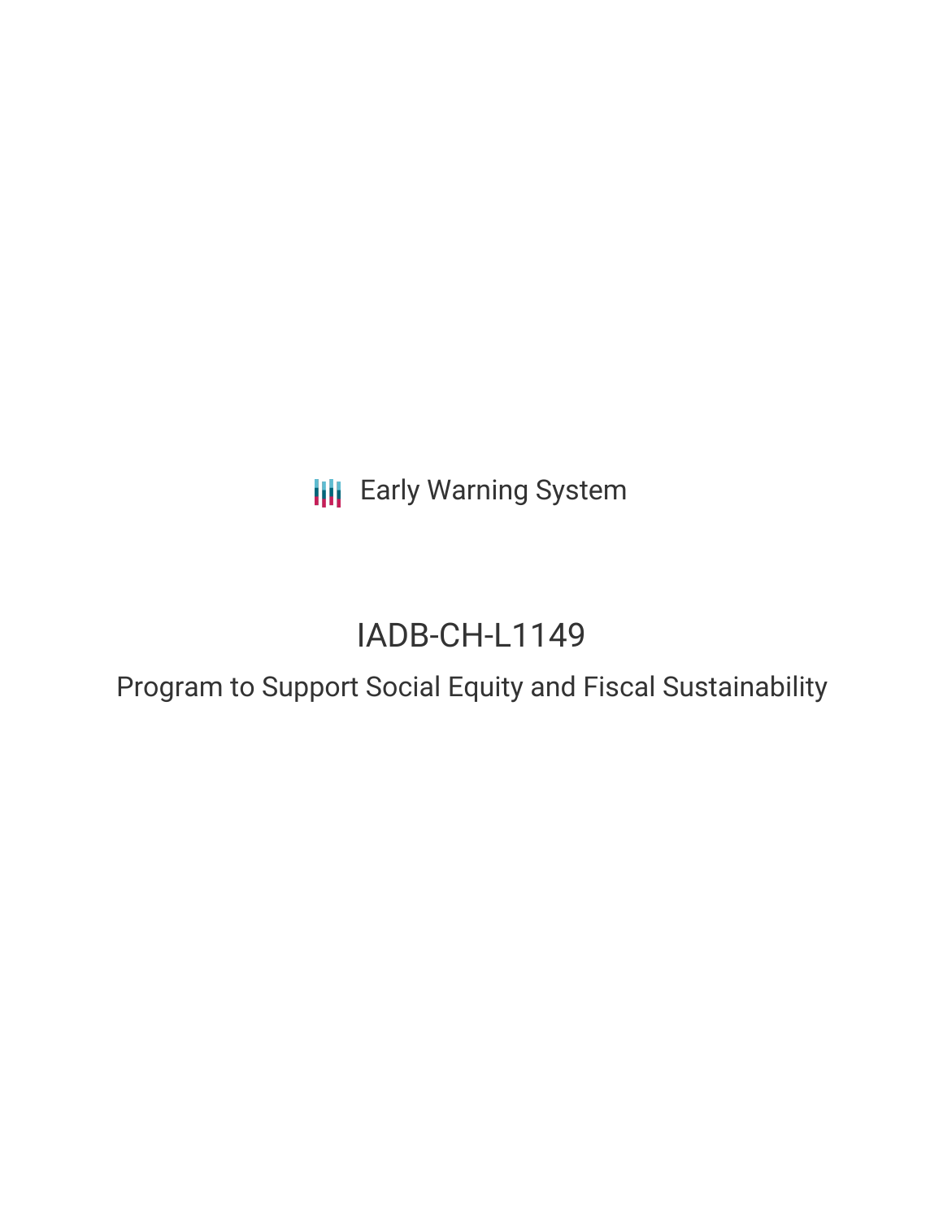Early Warning System

# IADB-CH-L1149

## Program to Support Social Equity and Fiscal Sustainability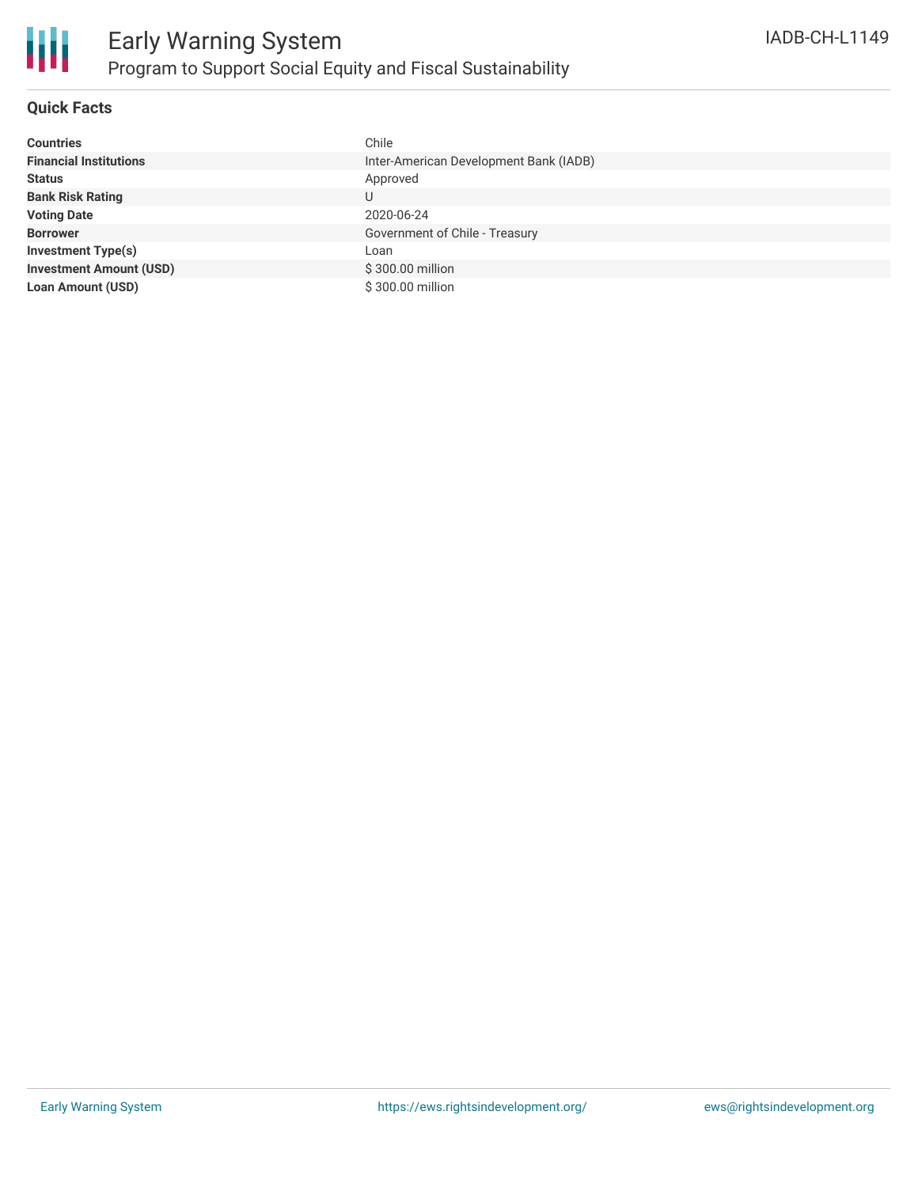## Quick Facts

| | |
|---|---|
| **Countries** | Chile |
| **Financial Institutions** | Inter-American Development Bank (IADB) |
| **Status** | Approved |
| **Bank Risk Rating** | U |
| **Voting Date** | 2020-06-24 |
| **Borrower** | Government of Chile - Treasury |
| **Investment Type(s)** | Loan |
| **Investment Amount (USD)** | $ 300.00 million |
| **Loan Amount (USD)** | $ 300.00 million |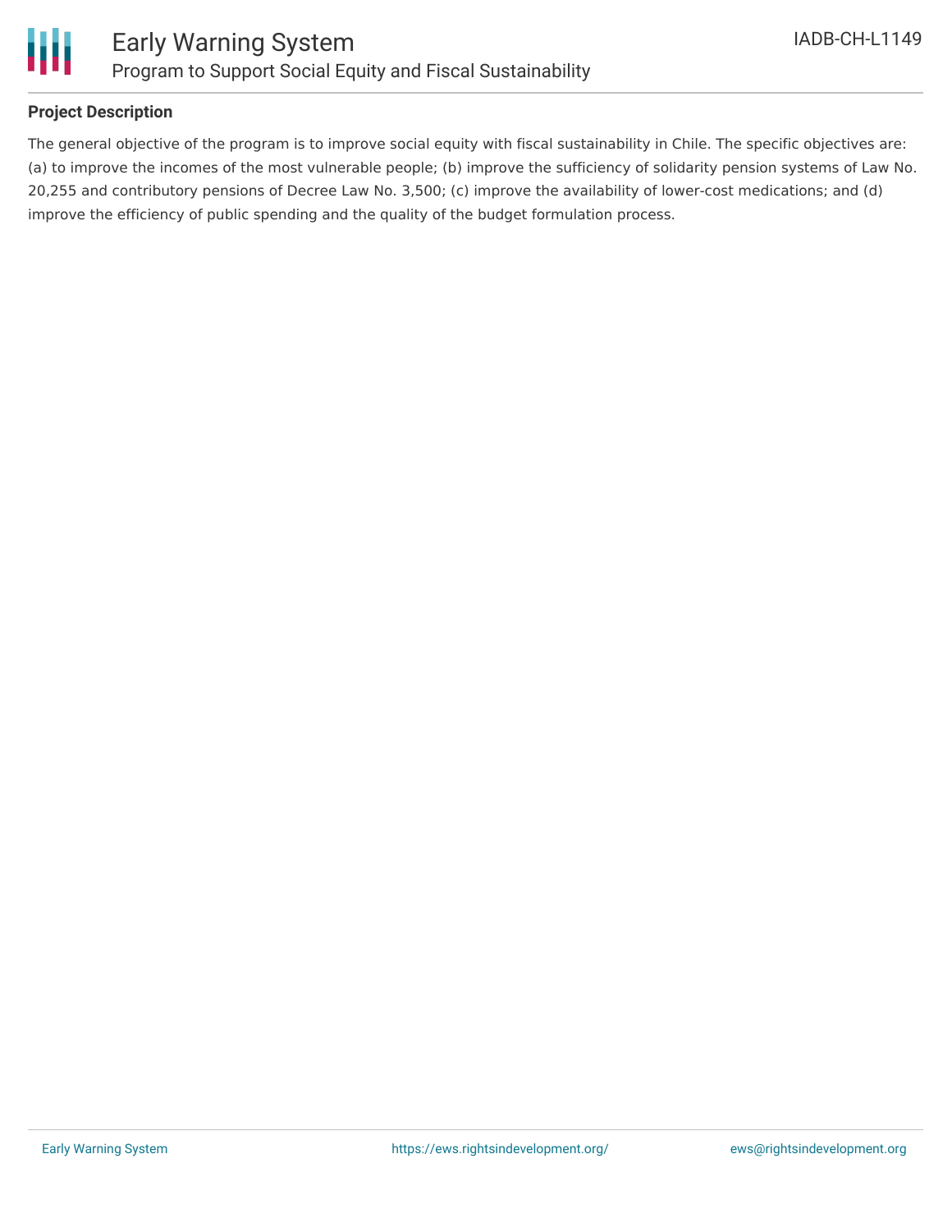## Project Description

The general objective of the program is to improve social equity with fiscal sustainability in Chile. The specific objectives are: (a) to improve the incomes of the most vulnerable people; (b) improve the sufficiency of solidarity pension systems of Law No. 20,255 and contributory pensions of Decree Law No. 3,500; (c) improve the availability of lower-cost medications; and (d) improve the efficiency of public spending and the quality of the budget formulation process.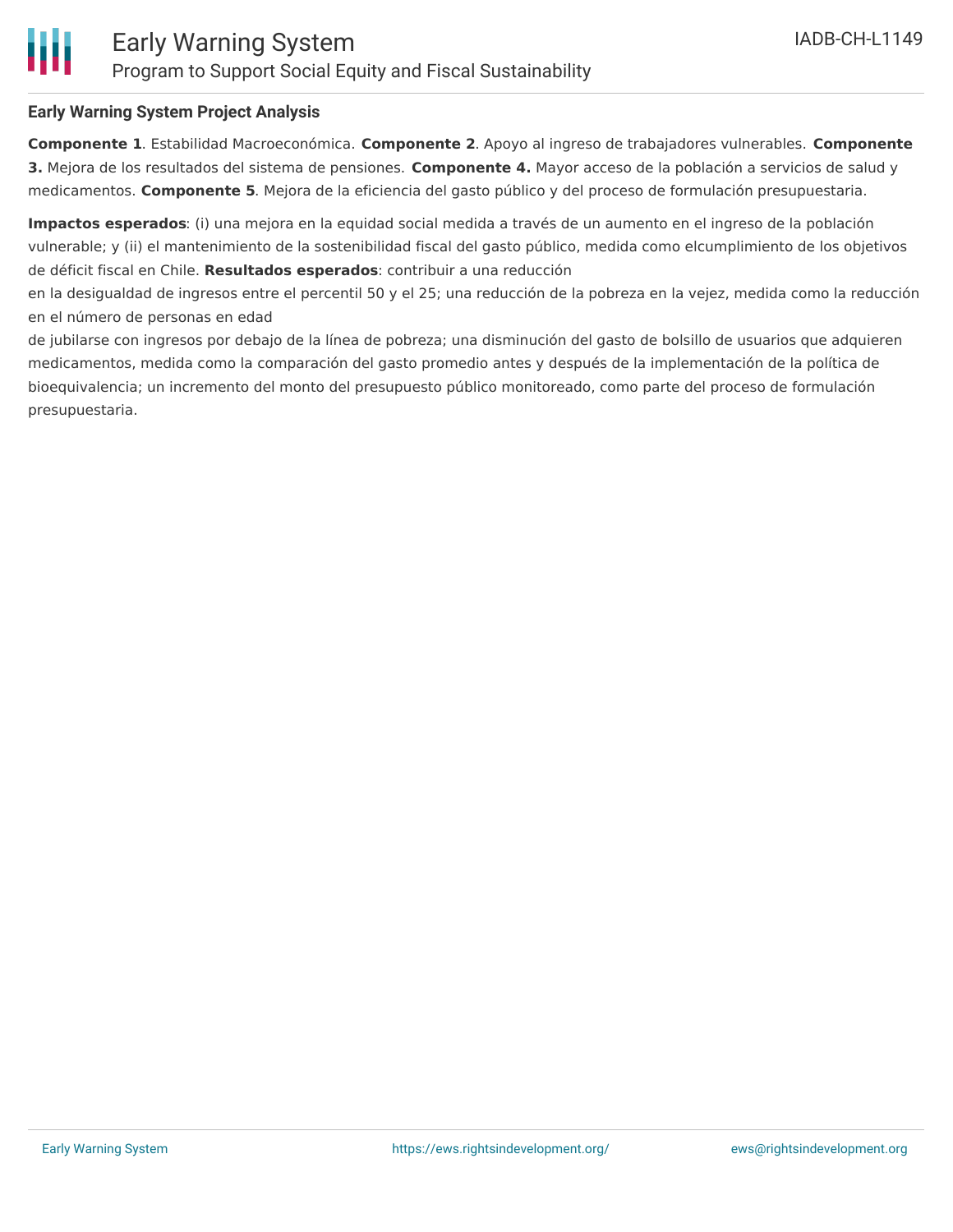### Early Warning System Project Analysis

**Componente 1**. Estabilidad Macroeconómica. **Componente 2**. Apoyo al ingreso de trabajadores vulnerables. **Componente 3.** Mejora de los resultados del sistema de pensiones. **Componente 4.** Mayor acceso de la población a servicios de salud y medicamentos. **Componente 5**. Mejora de la eficiencia del gasto público y del proceso de formulación presupuestaria.

**Impactos esperados**: (i) una mejora en la equidad social medida a través de un aumento en el ingreso de la población vulnerable; y (ii) el mantenimiento de la sostenibilidad fiscal del gasto público, medida como elcumplimiento de los objetivos de déficit fiscal en Chile. **Resultados esperados**: contribuir a una reducción en la desigualdad de ingresos entre el percentil 50 y el 25; una reducción de la pobreza en la vejez, medida como la reducción en el número de personas en edad de jubilarse con ingresos por debajo de la línea de pobreza; una disminución del gasto de bolsillo de usuarios que adquieren medicamentos, medida como la comparación del gasto promedio antes y después de la implementación de la política de bioequivalencia; un incremento del monto del presupuesto público monitoreado, como parte del proceso de formulación presupuestaria.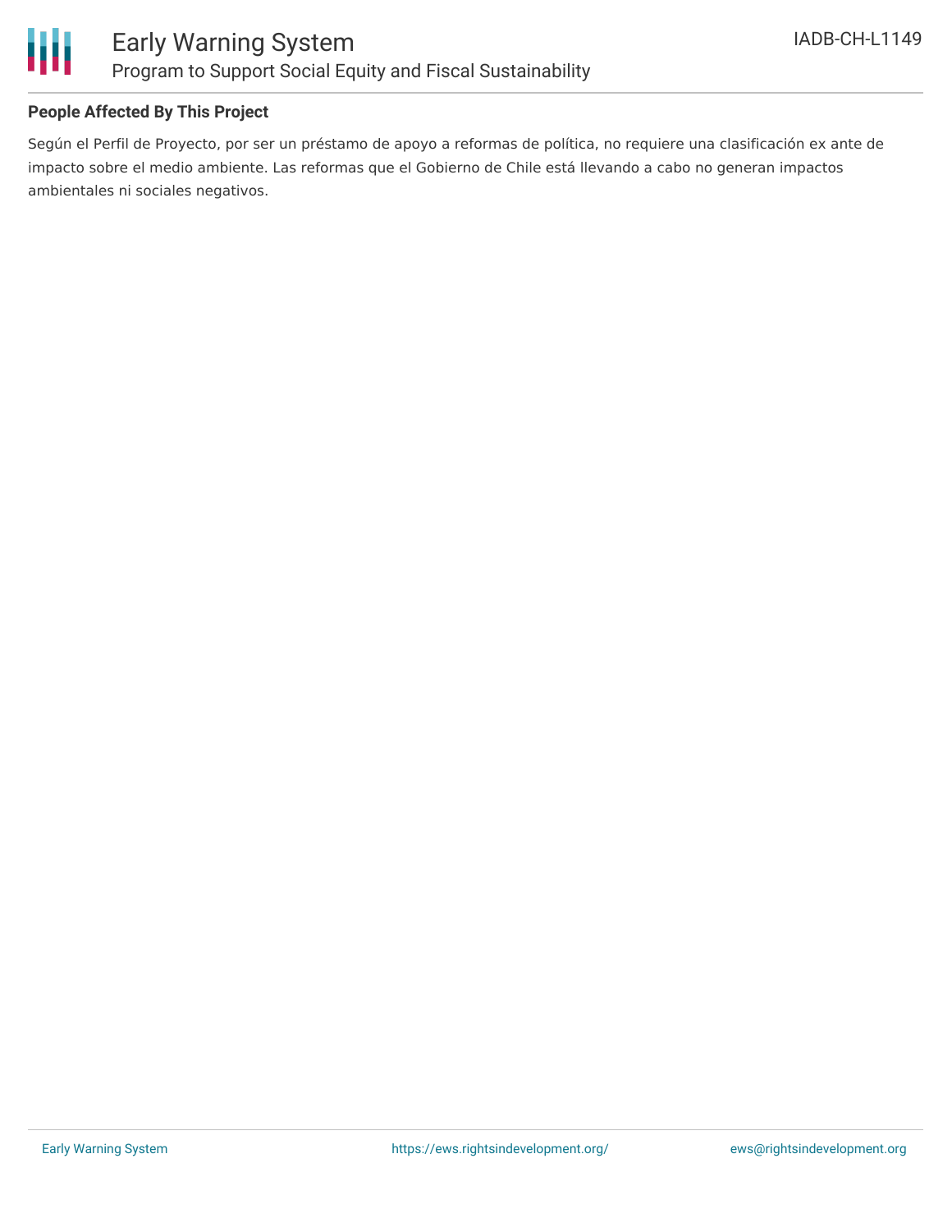### People Affected By This Project

Según el Perfil de Proyecto, por ser un préstamo de apoyo a reformas de política, no requiere una clasificación ex ante de impacto sobre el medio ambiente. Las reformas que el Gobierno de Chile está llevando a cabo no generan impactos ambientales ni sociales negativos.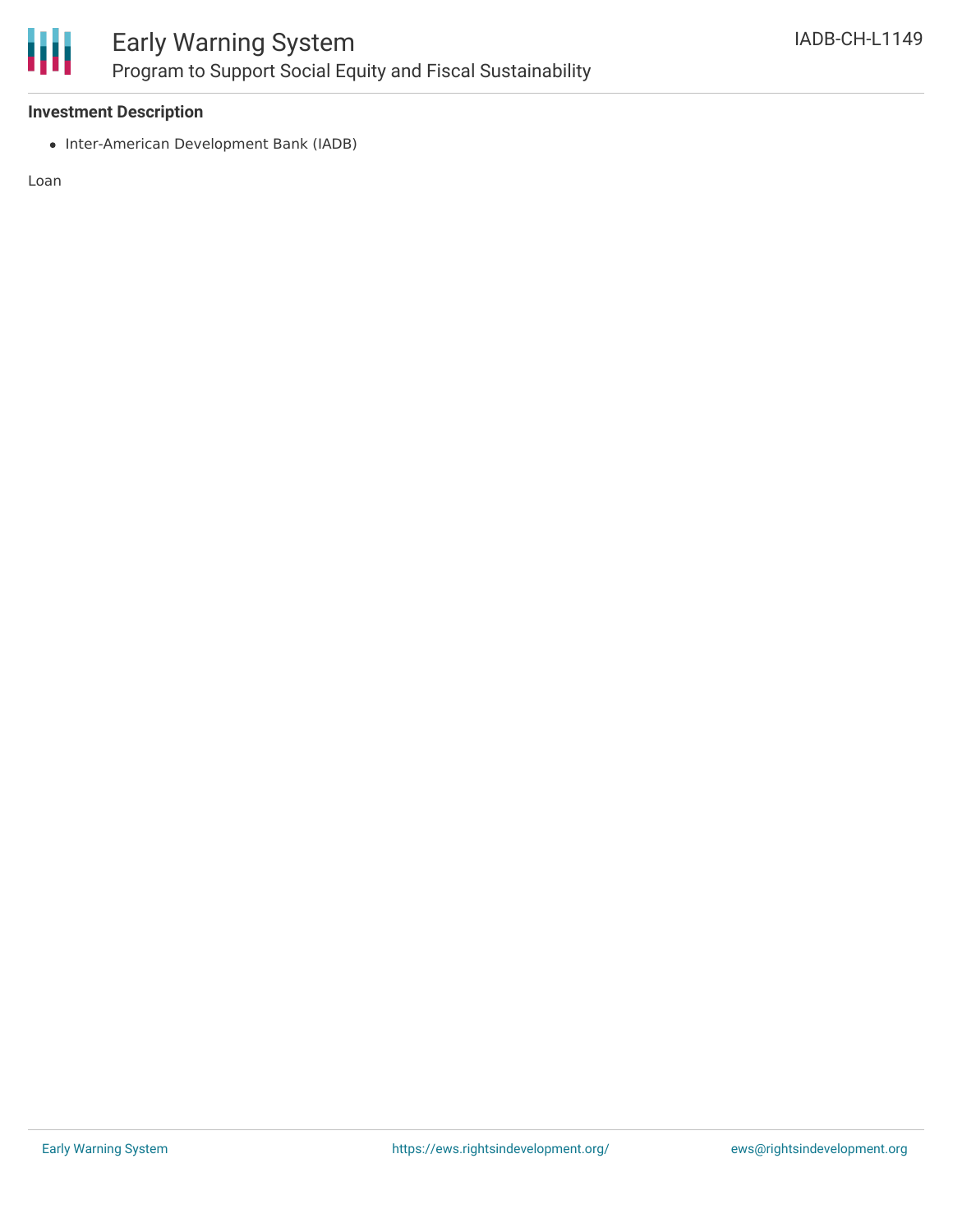### Investment Description

- Inter-American Development Bank (IADB)

Loan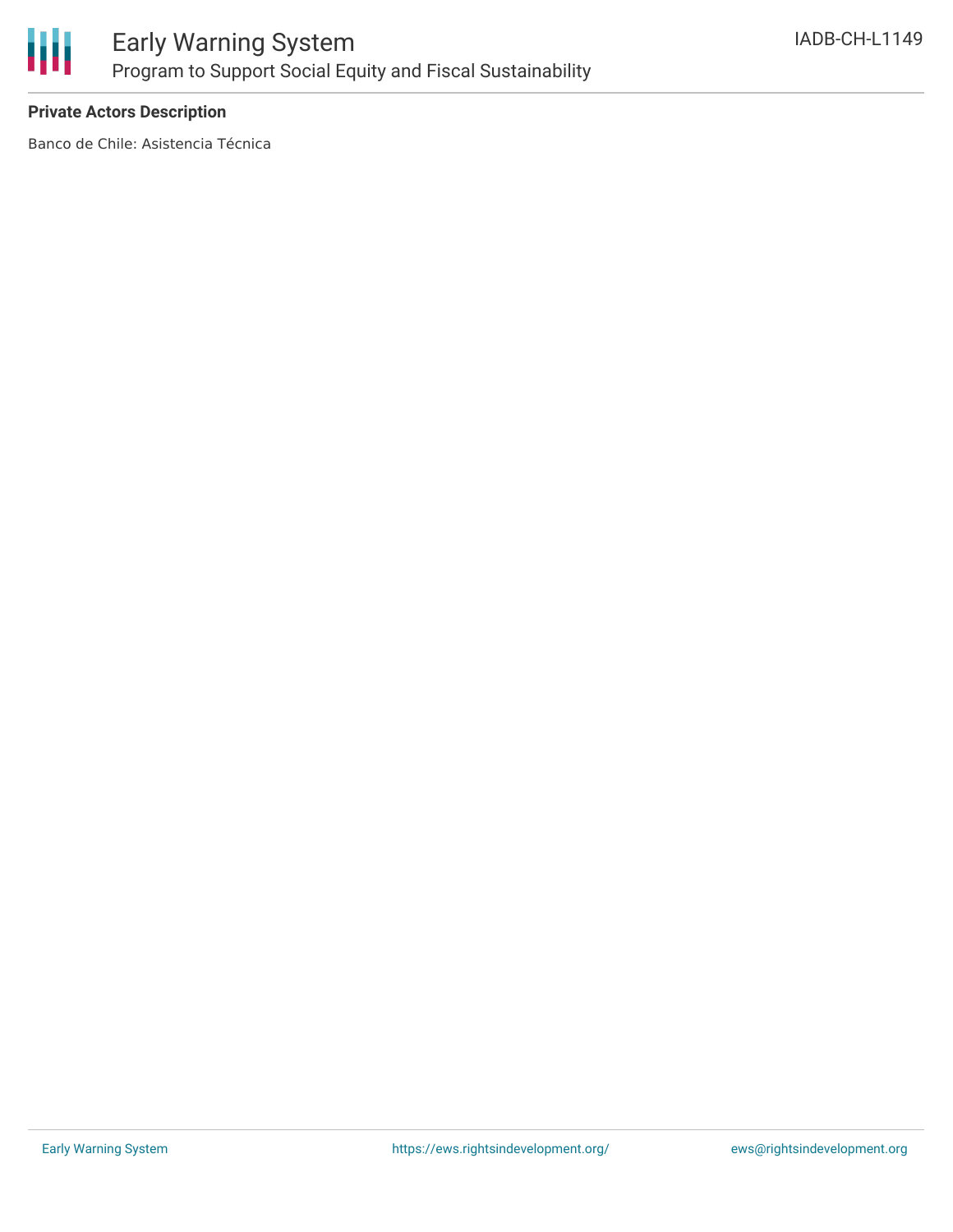**Private Actors Description**

Banco de Chile: Asistencia Técnica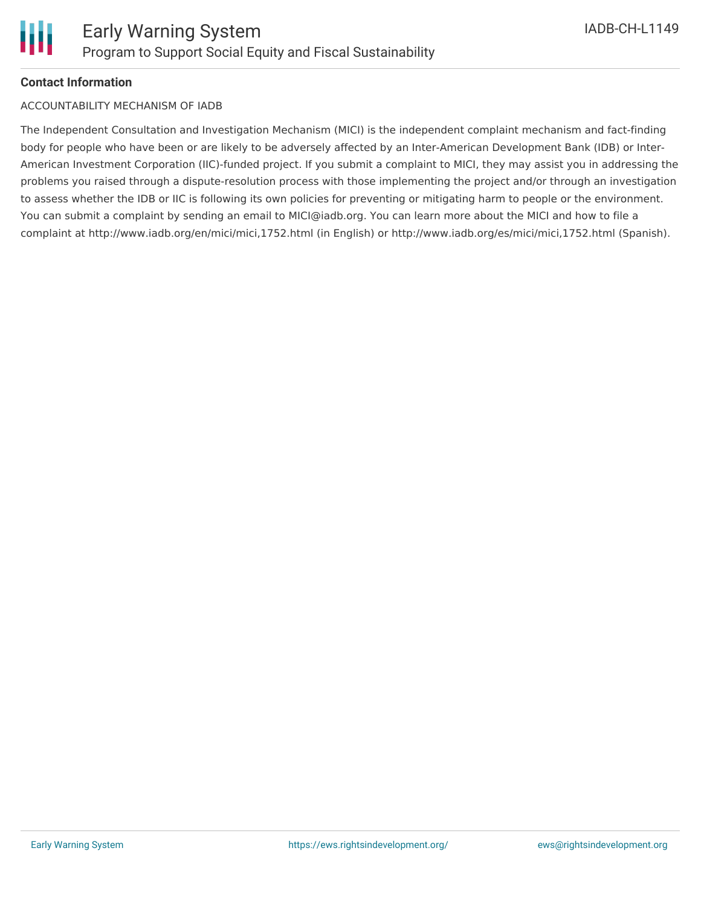**Contact Information**

ACCOUNTABILITY MECHANISM OF IADB

The Independent Consultation and Investigation Mechanism (MICI) is the independent complaint mechanism and fact-finding body for people who have been or are likely to be adversely affected by an Inter-American Development Bank (IDB) or Inter-American Investment Corporation (IIC)-funded project. If you submit a complaint to MICI, they may assist you in addressing the problems you raised through a dispute-resolution process with those implementing the project and/or through an investigation to assess whether the IDB or IIC is following its own policies for preventing or mitigating harm to people or the environment. You can submit a complaint by sending an email to MICI@iadb.org. You can learn more about the MICI and how to file a complaint at http://www.iadb.org/en/mici/mici,1752.html (in English) or http://www.iadb.org/es/mici/mici,1752.html (Spanish).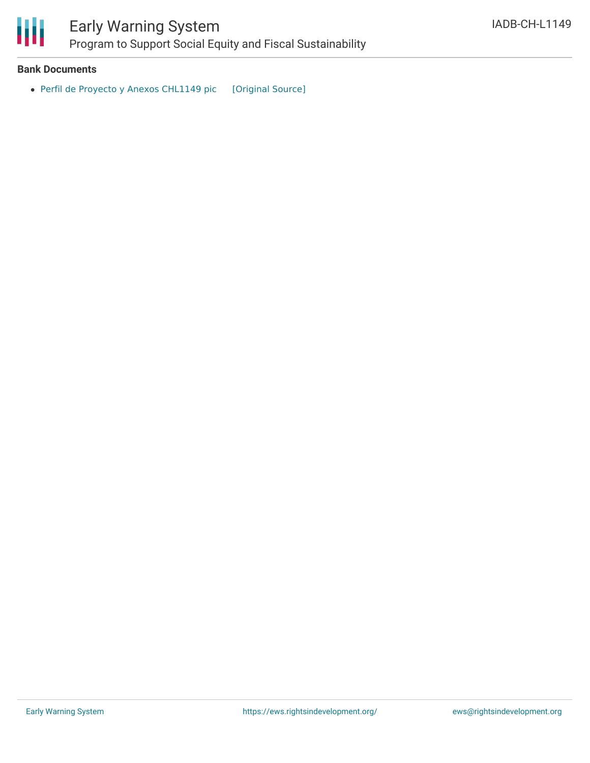### Bank Documents

- Perfil de Proyecto y Anexos CHL1149 pic [Original Source]